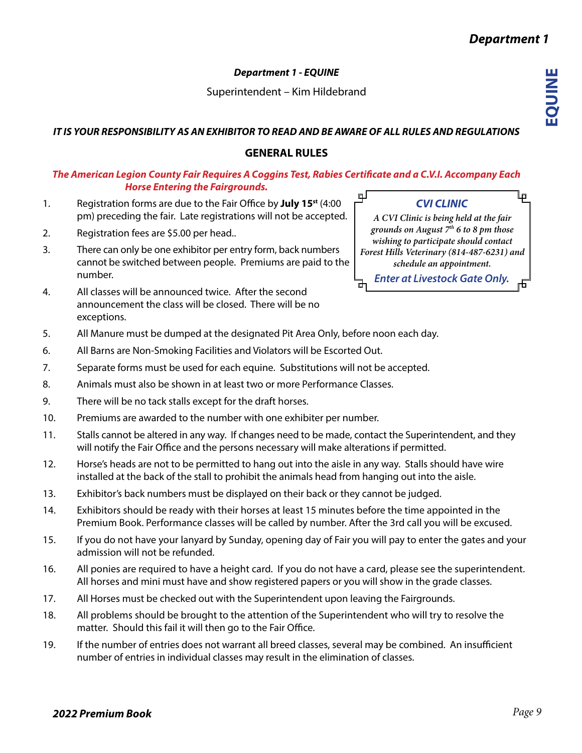## *Department 1 - EQUINE*

Superintendent – Kim Hildebrand

***IT IS YOUR RESPONSIBILITY AS AN EXHIBITOR TO READ AND BE AWARE OF ALL RULES AND REGULATIONS***

### GENERAL RULES

***The American Legion County Fair Requires A Coggins Test, Rabies Certificate and a C.V.I. Accompany Each Horse Entering the Fairgrounds.***

> ***CVI CLINIC***
>
> *A CVI Clinic is being held at the fair grounds on August 7th 6 to 8 pm those wishing to participate should contact Forest Hills Veterinary (814-487-6231) and schedule an appointment.*
>
> ***Enter at Livestock Gate Only.***

1. Registration forms are due to the Fair Office by **July 15st** (4:00 pm) preceding the fair. Late registrations will not be accepted.
2. Registration fees are $5.00 per head..
3. There can only be one exhibitor per entry form, back numbers cannot be switched between people. Premiums are paid to the number.
4. All classes will be announced twice. After the second announcement the class will be closed. There will be no exceptions.
5. All Manure must be dumped at the designated Pit Area Only, before noon each day.
6. All Barns are Non-Smoking Facilities and Violators will be Escorted Out.
7. Separate forms must be used for each equine. Substitutions will not be accepted.
8. Animals must also be shown in at least two or more Performance Classes.
9. There will be no tack stalls except for the draft horses.
10. Premiums are awarded to the number with one exhibiter per number.
11. Stalls cannot be altered in any way. If changes need to be made, contact the Superintendent, and they will notify the Fair Office and the persons necessary will make alterations if permitted.
12. Horse's heads are not to be permitted to hang out into the aisle in any way. Stalls should have wire installed at the back of the stall to prohibit the animals head from hanging out into the aisle.
13. Exhibitor's back numbers must be displayed on their back or they cannot be judged.
14. Exhibitors should be ready with their horses at least 15 minutes before the time appointed in the Premium Book. Performance classes will be called by number. After the 3rd call you will be excused.
15. If you do not have your lanyard by Sunday, opening day of Fair you will pay to enter the gates and your admission will not be refunded.
16. All ponies are required to have a height card. If you do not have a card, please see the superintendent. All horses and mini must have and show registered papers or you will show in the grade classes.
17. All Horses must be checked out with the Superintendent upon leaving the Fairgrounds.
18. All problems should be brought to the attention of the Superintendent who will try to resolve the matter. Should this fail it will then go to the Fair Office.
19. If the number of entries does not warrant all breed classes, several may be combined. An insufficient number of entries in individual classes may result in the elimination of classes.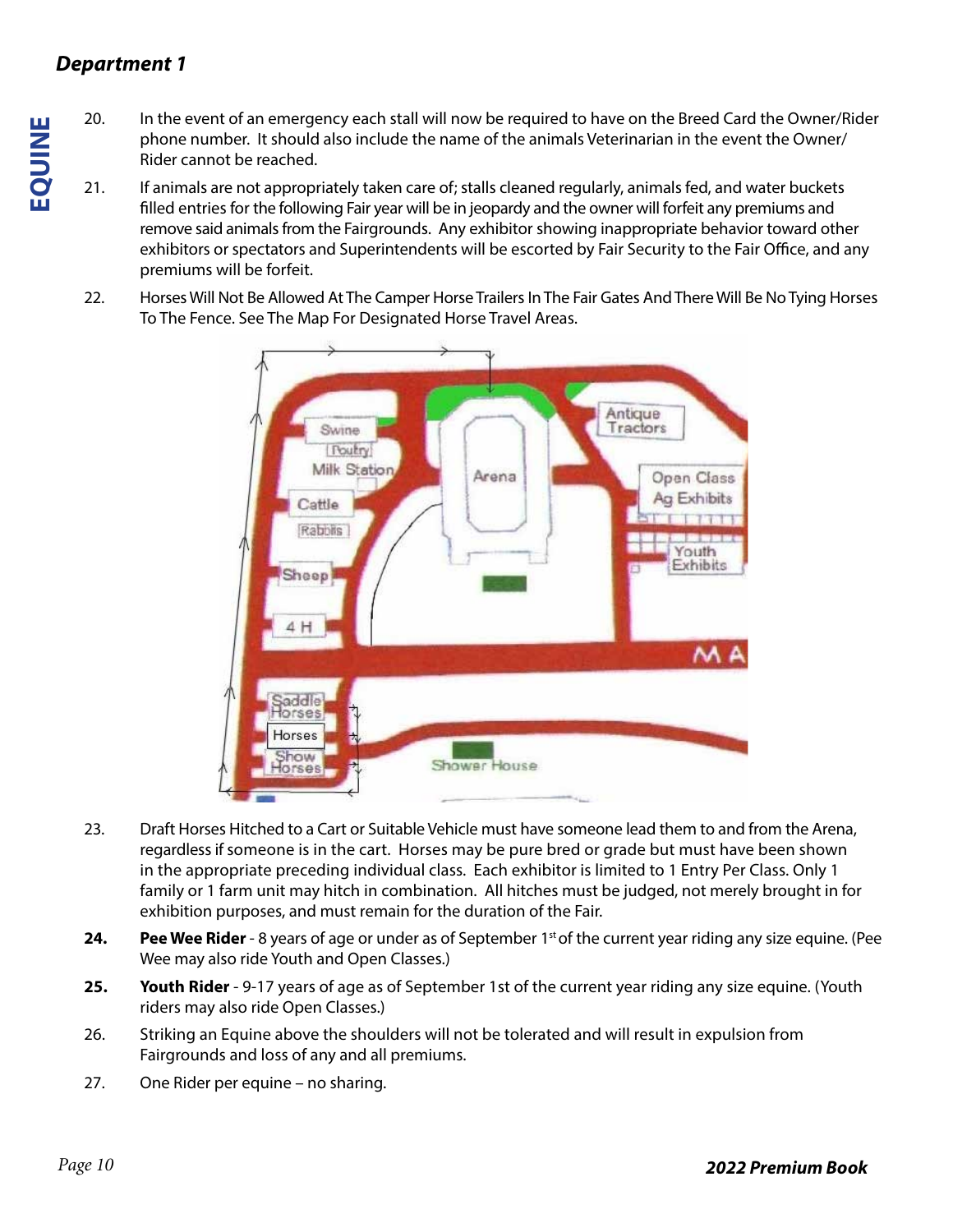## Department 1

20. In the event of an emergency each stall will now be required to have on the Breed Card the Owner/Rider phone number. It should also include the name of the animals Veterinarian in the event the Owner/ Rider cannot be reached.

21. If animals are not appropriately taken care of; stalls cleaned regularly, animals fed, and water buckets filled entries for the following Fair year will be in jeopardy and the owner will forfeit any premiums and remove said animals from the Fairgrounds. Any exhibitor showing inappropriate behavior toward other exhibitors or spectators and Superintendents will be escorted by Fair Security to the Fair Office, and any premiums will be forfeit.

22. Horses Will Not Be Allowed At The Camper Horse Trailers In The Fair Gates And There Will Be No Tying Horses To The Fence. See The Map For Designated Horse Travel Areas.

23. Draft Horses Hitched to a Cart or Suitable Vehicle must have someone lead them to and from the Arena, regardless if someone is in the cart. Horses may be pure bred or grade but must have been shown in the appropriate preceding individual class. Each exhibitor is limited to 1 Entry Per Class. Only 1 family or 1 farm unit may hitch in combination. All hitches must be judged, not merely brought in for exhibition purposes, and must remain for the duration of the Fair.

**24.** **Pee Wee Rider** - 8 years of age or under as of September 1st of the current year riding any size equine. (Pee Wee may also ride Youth and Open Classes.)

**25.** **Youth Rider** - 9-17 years of age as of September 1st of the current year riding any size equine. (Youth riders may also ride Open Classes.)

26. Striking an Equine above the shoulders will not be tolerated and will result in expulsion from Fairgrounds and loss of any and all premiums.

27. One Rider per equine – no sharing.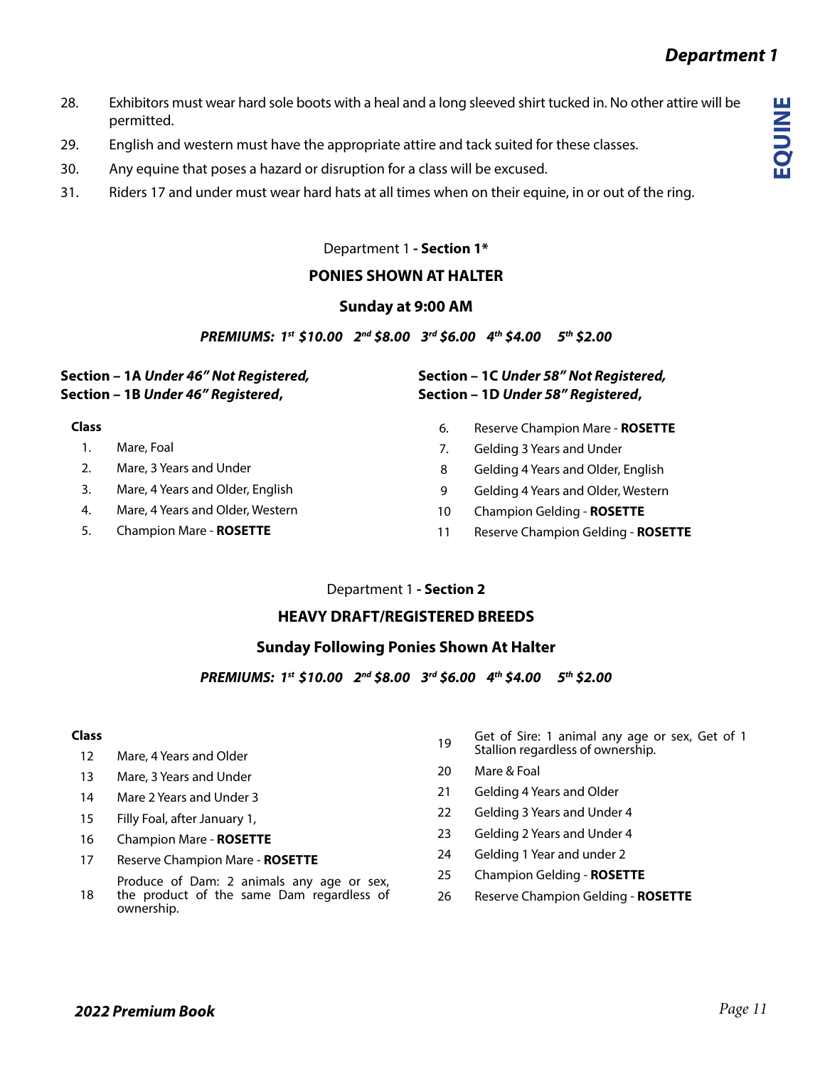28. Exhibitors must wear hard sole boots with a heal and a long sleeved shirt tucked in. No other attire will be permitted.
29. English and western must have the appropriate attire and tack suited for these classes.
30. Any equine that poses a hazard or disruption for a class will be excused.
31. Riders 17 and under must wear hard hats at all times when on their equine, in or out of the ring.

Department 1 **- Section 1***

## PONIES SHOWN AT HALTER

### Sunday at 9:00 AM

***PREMIUMS: 1st $10.00 2nd $8.00 3rd $6.00 4th $4.00 5th $2.00***

**Section – 1A *Under 46" Not Registered,***
**Section – 1B *Under 46" Registered,***
**Section – 1C *Under 58" Not Registered,***
**Section – 1D *Under 58" Registered,***

**Class**

1. Mare, Foal
2. Mare, 3 Years and Under
3. Mare, 4 Years and Older, English
4. Mare, 4 Years and Older, Western
5. Champion Mare - **ROSETTE**
6. Reserve Champion Mare - **ROSETTE**
7. Gelding 3 Years and Under
8. Gelding 4 Years and Older, English
9. Gelding 4 Years and Older, Western
10. Champion Gelding - **ROSETTE**
11. Reserve Champion Gelding - **ROSETTE**

Department 1 **- Section 2**

## HEAVY DRAFT/REGISTERED BREEDS

### Sunday Following Ponies Shown At Halter

***PREMIUMS: 1st $10.00 2nd $8.00 3rd $6.00 4th $4.00 5th $2.00***

**Class**

12. Mare, 4 Years and Older
13. Mare, 3 Years and Under
14. Mare 2 Years and Under 3
15. Filly Foal, after January 1,
16. Champion Mare - **ROSETTE**
17. Reserve Champion Mare - **ROSETTE**
18. Produce of Dam: 2 animals any age or sex, the product of the same Dam regardless of ownership.
19. Get of Sire: 1 animal any age or sex, Get of 1 Stallion regardless of ownership.
20. Mare & Foal
21. Gelding 4 Years and Older
22. Gelding 3 Years and Under 4
23. Gelding 2 Years and Under 4
24. Gelding 1 Year and under 2
25. Champion Gelding - **ROSETTE**
26. Reserve Champion Gelding - **ROSETTE**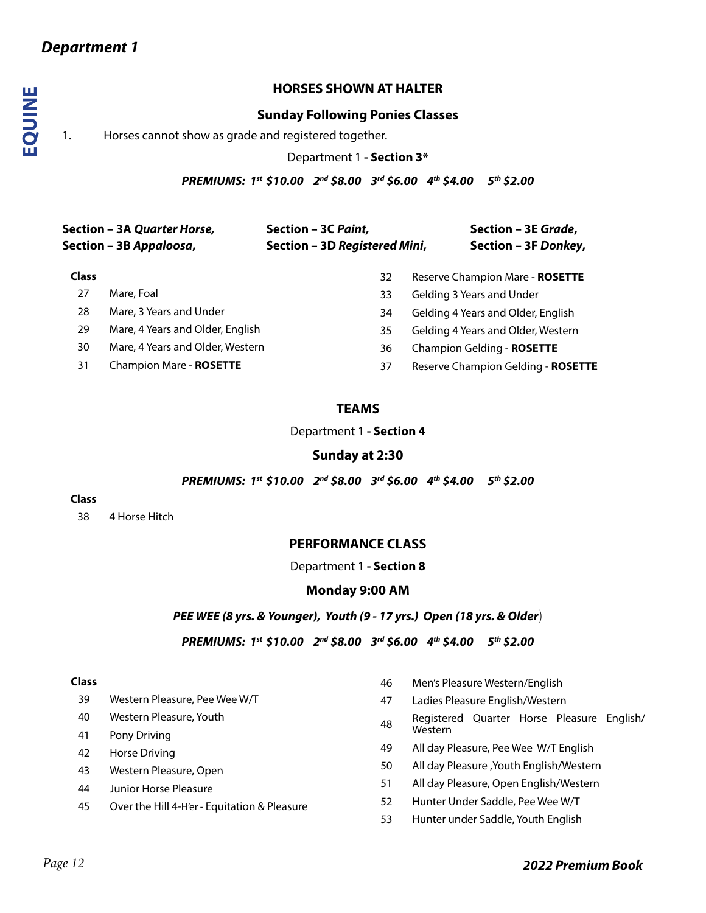## Department 1

### HORSES SHOWN AT HALTER

**Sunday Following Ponies Classes**

1. Horses cannot show as grade and registered together.

Department 1 **- Section 3***

***PREMIUMS: 1st $10.00 2nd $8.00 3rd $6.00 4th $4.00 5th $2.00***

**Section – 3A *Quarter Horse*,**
**Section – 3B *Appaloosa*,**
**Section – 3C *Paint*,**
**Section – 3D *Registered Mini*,**
**Section – 3E *Grade*,**
**Section – 3F *Donkey*,**

| Class | |
|---|---|
| 27 | Mare, Foal |
| 28 | Mare, 3 Years and Under |
| 29 | Mare, 4 Years and Older, English |
| 30 | Mare, 4 Years and Older, Western |
| 31 | Champion Mare - **ROSETTE** |
| 32 | Reserve Champion Mare - **ROSETTE** |
| 33 | Gelding 3 Years and Under |
| 34 | Gelding 4 Years and Older, English |
| 35 | Gelding 4 Years and Older, Western |
| 36 | Champion Gelding - **ROSETTE** |
| 37 | Reserve Champion Gelding - **ROSETTE** |

### TEAMS

Department 1 **- Section 4**

**Sunday at 2:30**

***PREMIUMS: 1st $10.00 2nd $8.00 3rd $6.00 4th $4.00 5th $2.00***

| Class | |
|---|---|
| 38 | 4 Horse Hitch |

### PERFORMANCE CLASS

Department 1 **- Section 8**

**Monday 9:00 AM**

***PEE WEE (8 yrs. & Younger), Youth (9 - 17 yrs.) Open (18 yrs. & Older)***

***PREMIUMS: 1st $10.00 2nd $8.00 3rd $6.00 4th $4.00 5th $2.00***

| Class | |
|---|---|
| 39 | Western Pleasure, Pee Wee W/T |
| 40 | Western Pleasure, Youth |
| 41 | Pony Driving |
| 42 | Horse Driving |
| 43 | Western Pleasure, Open |
| 44 | Junior Horse Pleasure |
| 45 | Over the Hill 4-H'er - Equitation & Pleasure |
| 46 | Men's Pleasure Western/English |
| 47 | Ladies Pleasure English/Western |
| 48 | Registered Quarter Horse Pleasure English/Western |
| 49 | All day Pleasure, Pee Wee W/T English |
| 50 | All day Pleasure ,Youth English/Western |
| 51 | All day Pleasure, Open English/Western |
| 52 | Hunter Under Saddle, Pee Wee W/T |
| 53 | Hunter under Saddle, Youth English |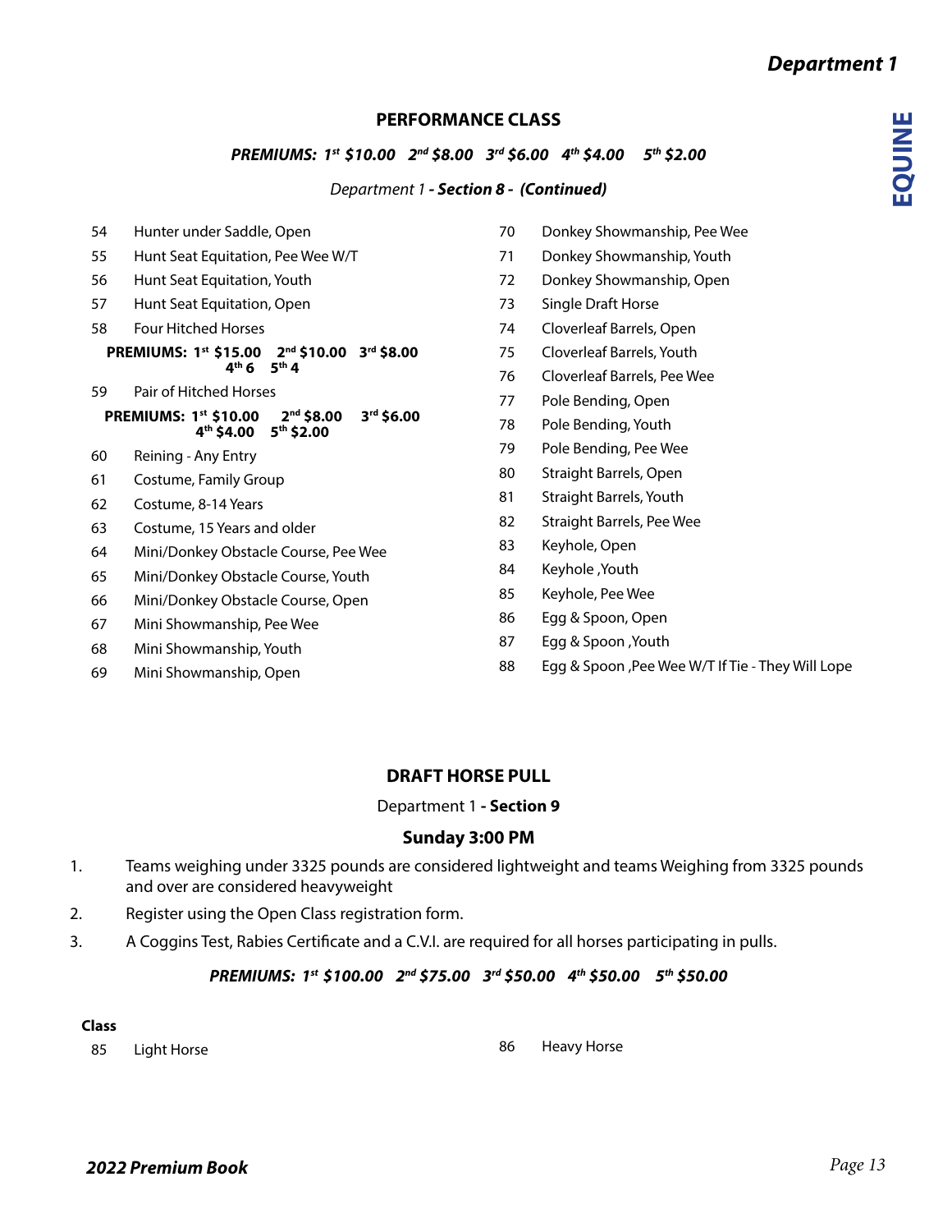## PERFORMANCE CLASS

***PREMIUMS: 1st $10.00 2nd $8.00 3rd $6.00 4th $4.00 5th $2.00***

*Department 1* ***- Section 8 - (Continued)***

54 Hunter under Saddle, Open

55 Hunt Seat Equitation, Pee Wee W/T

56 Hunt Seat Equitation, Youth

57 Hunt Seat Equitation, Open

58 Four Hitched Horses

**PREMIUMS: 1st $15.00 2nd $10.00 3rd $8.00 4th 6 5th 4**

59 Pair of Hitched Horses

**PREMIUMS: 1st $10.00 2nd $8.00 3rd $6.00 4th $4.00 5th $2.00**

60 Reining - Any Entry

61 Costume, Family Group

62 Costume, 8-14 Years

63 Costume, 15 Years and older

64 Mini/Donkey Obstacle Course, Pee Wee

65 Mini/Donkey Obstacle Course, Youth

66 Mini/Donkey Obstacle Course, Open

67 Mini Showmanship, Pee Wee

68 Mini Showmanship, Youth

69 Mini Showmanship, Open

70 Donkey Showmanship, Pee Wee

71 Donkey Showmanship, Youth

72 Donkey Showmanship, Open

73 Single Draft Horse

74 Cloverleaf Barrels, Open

75 Cloverleaf Barrels, Youth

76 Cloverleaf Barrels, Pee Wee

77 Pole Bending, Open

78 Pole Bending, Youth

79 Pole Bending, Pee Wee

80 Straight Barrels, Open

81 Straight Barrels, Youth

82 Straight Barrels, Pee Wee

83 Keyhole, Open

84 Keyhole ,Youth

85 Keyhole, Pee Wee

86 Egg & Spoon, Open

87 Egg & Spoon ,Youth

88 Egg & Spoon ,Pee Wee W/T If Tie - They Will Lope

## DRAFT HORSE PULL

Department 1 **- Section 9**

**Sunday 3:00 PM**

1. Teams weighing under 3325 pounds are considered lightweight and teams Weighing from 3325 pounds and over are considered heavyweight
2. Register using the Open Class registration form.
3. A Coggins Test, Rabies Certificate and a C.V.I. are required for all horses participating in pulls.

***PREMIUMS: 1st $100.00 2nd $75.00 3rd $50.00 4th $50.00 5th $50.00***

**Class**

85 Light Horse

86 Heavy Horse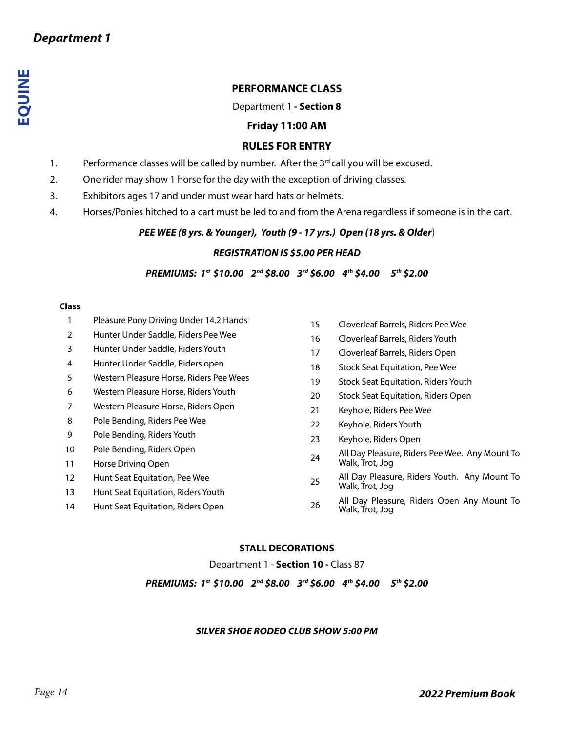## Department 1

**EQUINE**

### PERFORMANCE CLASS

Department 1 **- Section 8**

**Friday 11:00 AM**

### RULES FOR ENTRY

1. Performance classes will be called by number. After the 3rd call you will be excused.
2. One rider may show 1 horse for the day with the exception of driving classes.
3. Exhibitors ages 17 and under must wear hard hats or helmets.
4. Horses/Ponies hitched to a cart must be led to and from the Arena regardless if someone is in the cart.

***PEE WEE (8 yrs. & Younger), Youth (9 - 17 yrs.) Open (18 yrs. & Older)***

***REGISTRATION IS $5.00 PER HEAD***

***PREMIUMS: 1st $10.00 2nd $8.00 3rd $6.00 4th $4.00 5th $2.00***

| Class | |
|---|---|
| 1 | Pleasure Pony Driving Under 14.2 Hands |
| 2 | Hunter Under Saddle, Riders Pee Wee |
| 3 | Hunter Under Saddle, Riders Youth |
| 4 | Hunter Under Saddle, Riders open |
| 5 | Western Pleasure Horse, Riders Pee Wees |
| 6 | Western Pleasure Horse, Riders Youth |
| 7 | Western Pleasure Horse, Riders Open |
| 8 | Pole Bending, Riders Pee Wee |
| 9 | Pole Bending, Riders Youth |
| 10 | Pole Bending, Riders Open |
| 11 | Horse Driving Open |
| 12 | Hunt Seat Equitation, Pee Wee |
| 13 | Hunt Seat Equitation, Riders Youth |
| 14 | Hunt Seat Equitation, Riders Open |
| 15 | Cloverleaf Barrels, Riders Pee Wee |
| 16 | Cloverleaf Barrels, Riders Youth |
| 17 | Cloverleaf Barrels, Riders Open |
| 18 | Stock Seat Equitation, Pee Wee |
| 19 | Stock Seat Equitation, Riders Youth |
| 20 | Stock Seat Equitation, Riders Open |
| 21 | Keyhole, Riders Pee Wee |
| 22 | Keyhole, Riders Youth |
| 23 | Keyhole, Riders Open |
| 24 | All Day Pleasure, Riders Pee Wee. Any Mount To Walk, Trot, Jog |
| 25 | All Day Pleasure, Riders Youth. Any Mount To Walk, Trot, Jog |
| 26 | All Day Pleasure, Riders Open Any Mount To Walk, Trot, Jog |

### STALL DECORATIONS

Department 1 - **Section 10 -** Class 87

***PREMIUMS: 1st $10.00 2nd $8.00 3rd $6.00 4th $4.00 5th $2.00***

***SILVER SHOE RODEO CLUB SHOW 5:00 PM***